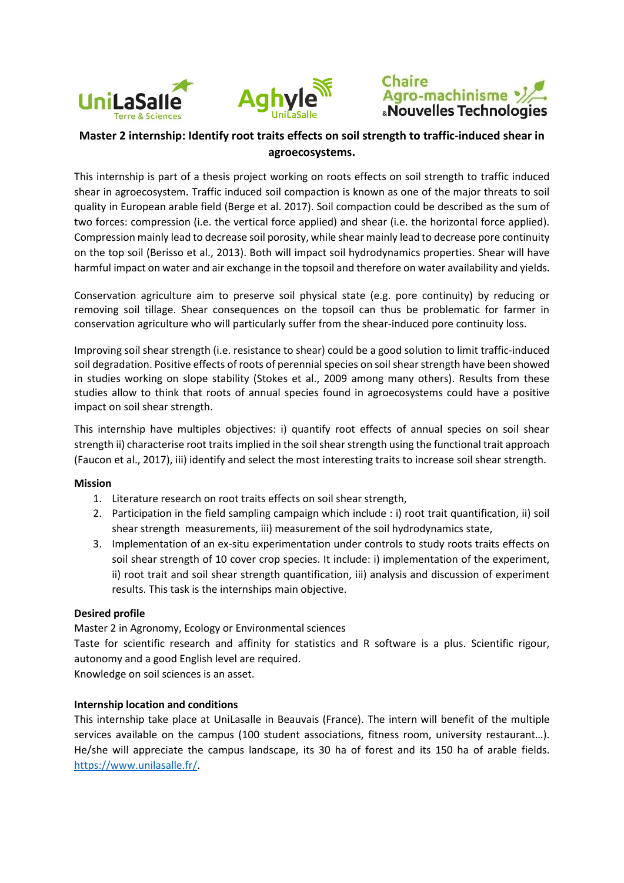# Master 2 internship: Identify root traits effects on soil strength to traffic-induced shear in agroecosystems.

This internship is part of a thesis project working on roots effects on soil strength to traffic induced shear in agroecosystem. Traffic induced soil compaction is known as one of the major threats to soil quality in European arable field (Berge et al. 2017). Soil compaction could be described as the sum of two forces: compression (i.e. the vertical force applied) and shear (i.e. the horizontal force applied). Compression mainly lead to decrease soil porosity, while shear mainly lead to decrease pore continuity on the top soil (Berisso et al., 2013). Both will impact soil hydrodynamics properties. Shear will have harmful impact on water and air exchange in the topsoil and therefore on water availability and yields.

Conservation agriculture aim to preserve soil physical state (e.g. pore continuity) by reducing or removing soil tillage. Shear consequences on the topsoil can thus be problematic for farmer in conservation agriculture who will particularly suffer from the shear-induced pore continuity loss.

Improving soil shear strength (i.e. resistance to shear) could be a good solution to limit traffic-induced soil degradation. Positive effects of roots of perennial species on soil shear strength have been showed in studies working on slope stability (Stokes et al., 2009 among many others). Results from these studies allow to think that roots of annual species found in agroecosystems could have a positive impact on soil shear strength.

This internship have multiples objectives: i) quantify root effects of annual species on soil shear strength ii) characterise root traits implied in the soil shear strength using the functional trait approach (Faucon et al., 2017), iii) identify and select the most interesting traits to increase soil shear strength.

**Mission**

1. Literature research on root traits effects on soil shear strength,
2. Participation in the field sampling campaign which include : i) root trait quantification, ii) soil shear strength measurements, iii) measurement of the soil hydrodynamics state,
3. Implementation of an ex-situ experimentation under controls to study roots traits effects on soil shear strength of 10 cover crop species. It include: i) implementation of the experiment, ii) root trait and soil shear strength quantification, iii) analysis and discussion of experiment results. This task is the internships main objective.

**Desired profile**

Master 2 in Agronomy, Ecology or Environmental sciences

Taste for scientific research and affinity for statistics and R software is a plus. Scientific rigour, autonomy and a good English level are required.

Knowledge on soil sciences is an asset.

**Internship location and conditions**

This internship take place at UniLasalle in Beauvais (France). The intern will benefit of the multiple services available on the campus (100 student associations, fitness room, university restaurant…). He/she will appreciate the campus landscape, its 30 ha of forest and its 150 ha of arable fields. [https://www.unilasalle.fr/](https://www.unilasalle.fr/).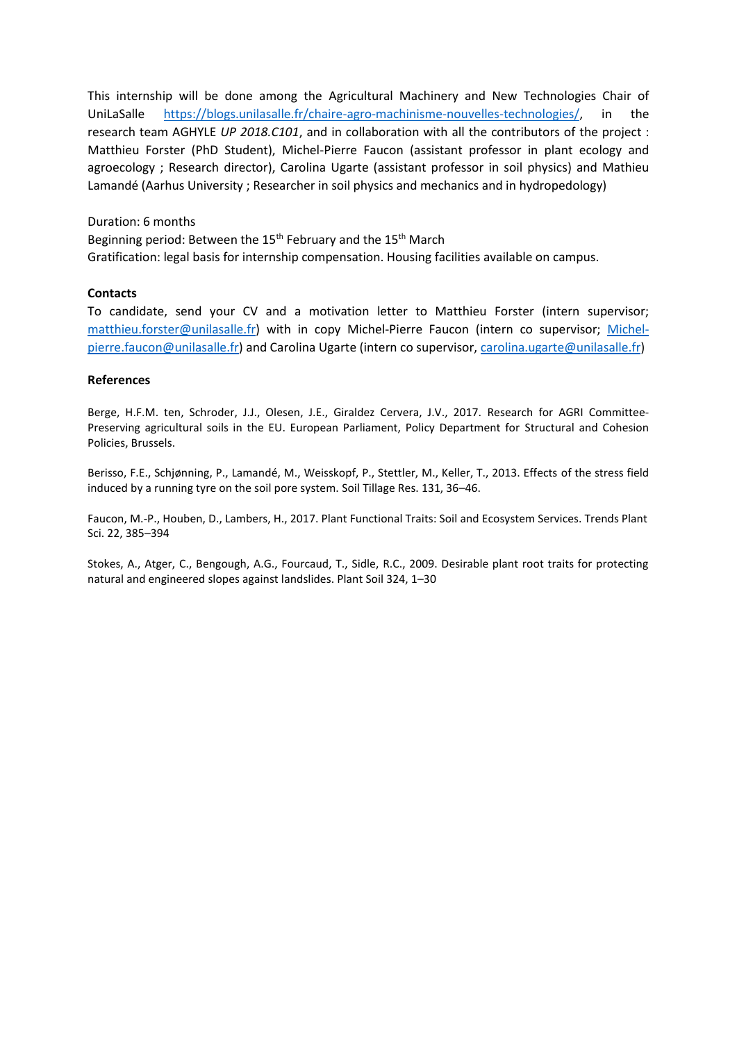This internship will be done among the Agricultural Machinery and New Technologies Chair of UniLaSalle https://blogs.unilasalle.fr/chaire-agro-machinisme-nouvelles-technologies/, in the research team AGHYLE *UP 2018.C101*, and in collaboration with all the contributors of the project : Matthieu Forster (PhD Student), Michel-Pierre Faucon (assistant professor in plant ecology and agroecology ; Research director), Carolina Ugarte (assistant professor in soil physics) and Mathieu Lamandé (Aarhus University ; Researcher in soil physics and mechanics and in hydropedology)

Duration: 6 months
Beginning period: Between the 15th February and the 15th March
Gratification: legal basis for internship compensation. Housing facilities available on campus.

**Contacts**

To candidate, send your CV and a motivation letter to Matthieu Forster (intern supervisor; matthieu.forster@unilasalle.fr) with in copy Michel-Pierre Faucon (intern co supervisor; Michel-pierre.faucon@unilasalle.fr) and Carolina Ugarte (intern co supervisor, carolina.ugarte@unilasalle.fr)

**References**

Berge, H.F.M. ten, Schroder, J.J., Olesen, J.E., Giraldez Cervera, J.V., 2017. Research for AGRI Committee-Preserving agricultural soils in the EU. European Parliament, Policy Department for Structural and Cohesion Policies, Brussels.

Berisso, F.E., Schjønning, P., Lamandé, M., Weisskopf, P., Stettler, M., Keller, T., 2013. Effects of the stress field induced by a running tyre on the soil pore system. Soil Tillage Res. 131, 36–46.

Faucon, M.-P., Houben, D., Lambers, H., 2017. Plant Functional Traits: Soil and Ecosystem Services. Trends Plant Sci. 22, 385–394

Stokes, A., Atger, C., Bengough, A.G., Fourcaud, T., Sidle, R.C., 2009. Desirable plant root traits for protecting natural and engineered slopes against landslides. Plant Soil 324, 1–30